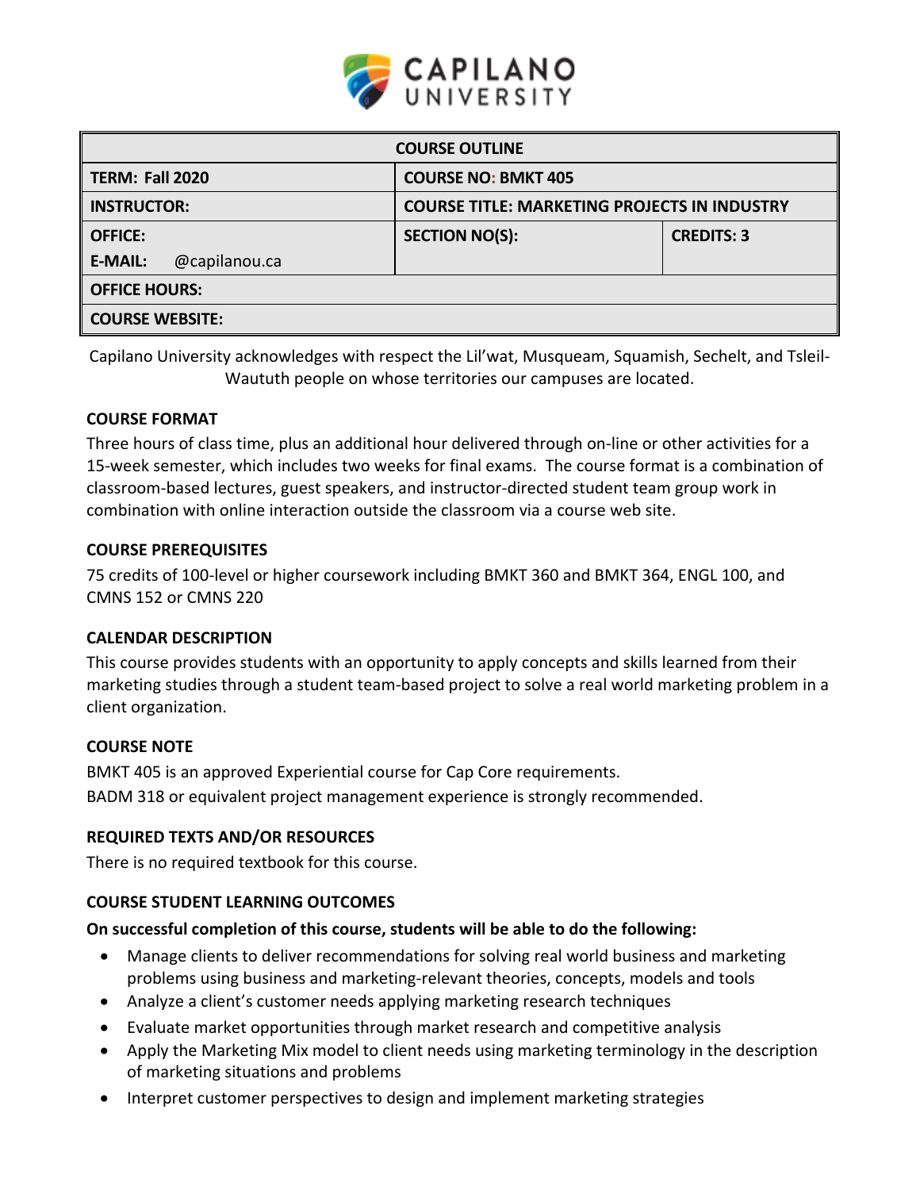| COURSE OUTLINE | | |
|---|---|---|
| **TERM: Fall 2020** | **COURSE NO: BMKT 405** | |
| **INSTRUCTOR:** | **COURSE TITLE: MARKETING PROJECTS IN INDUSTRY** | |
| **OFFICE:**<br>**E-MAIL:** @capilanou.ca | **SECTION NO(S):** | **CREDITS: 3** |
| **OFFICE HOURS:** | | |
| **COURSE WEBSITE:** | | |

Capilano University acknowledges with respect the Lil'wat, Musqueam, Squamish, Sechelt, and Tsleil-Waututh people on whose territories our campuses are located.

**COURSE FORMAT**

Three hours of class time, plus an additional hour delivered through on-line or other activities for a 15-week semester, which includes two weeks for final exams. The course format is a combination of classroom-based lectures, guest speakers, and instructor-directed student team group work in combination with online interaction outside the classroom via a course web site.

**COURSE PREREQUISITES**

75 credits of 100-level or higher coursework including BMKT 360 and BMKT 364, ENGL 100, and CMNS 152 or CMNS 220

**CALENDAR DESCRIPTION**

This course provides students with an opportunity to apply concepts and skills learned from their marketing studies through a student team-based project to solve a real world marketing problem in a client organization.

**COURSE NOTE**

BMKT 405 is an approved Experiential course for Cap Core requirements.
BADM 318 or equivalent project management experience is strongly recommended.

**REQUIRED TEXTS AND/OR RESOURCES**

There is no required textbook for this course.

**COURSE STUDENT LEARNING OUTCOMES**

**On successful completion of this course, students will be able to do the following:**

- Manage clients to deliver recommendations for solving real world business and marketing problems using business and marketing-relevant theories, concepts, models and tools
- Analyze a client's customer needs applying marketing research techniques
- Evaluate market opportunities through market research and competitive analysis
- Apply the Marketing Mix model to client needs using marketing terminology in the description of marketing situations and problems
- Interpret customer perspectives to design and implement marketing strategies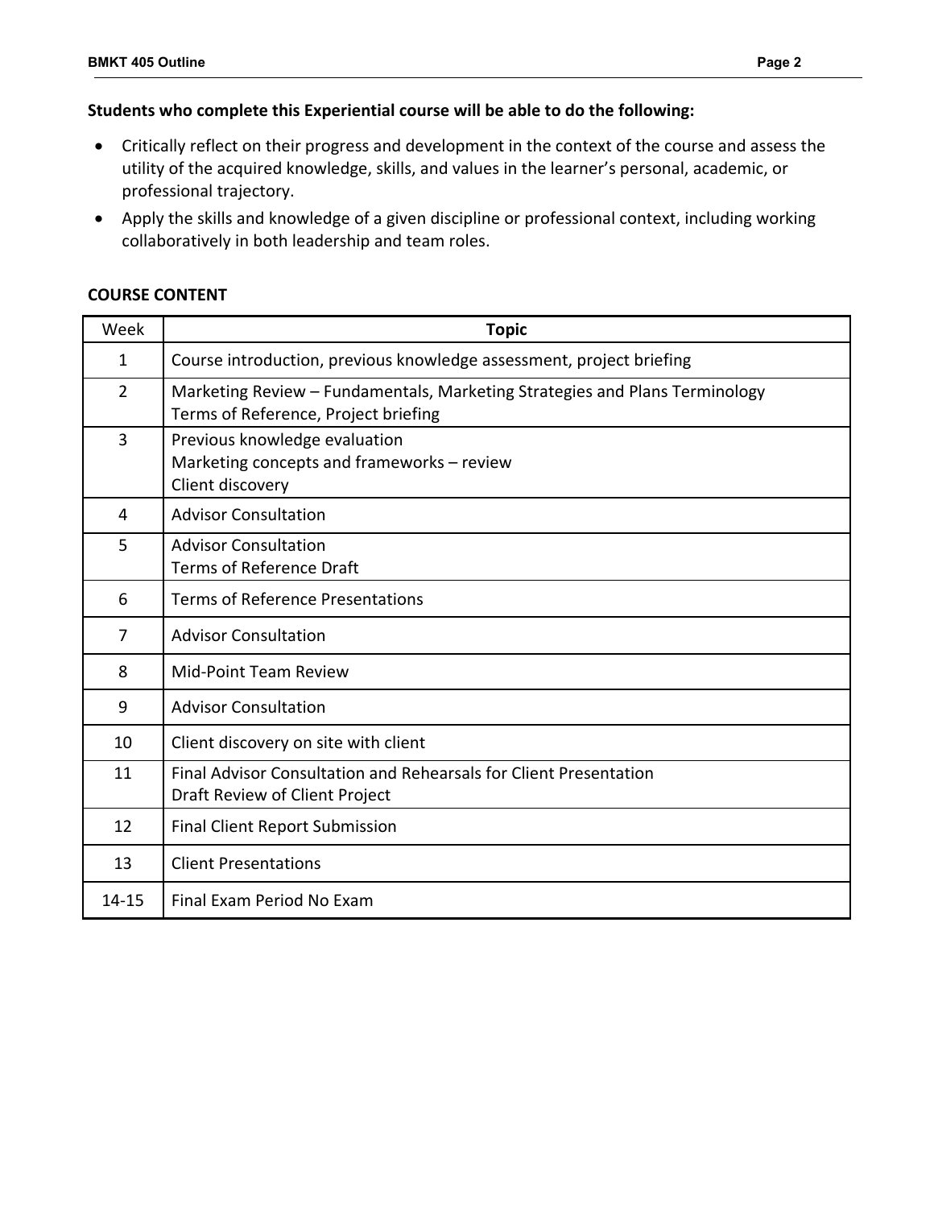**Students who complete this Experiential course will be able to do the following:**

- Critically reflect on their progress and development in the context of the course and assess the utility of the acquired knowledge, skills, and values in the learner's personal, academic, or professional trajectory.
- Apply the skills and knowledge of a given discipline or professional context, including working collaboratively in both leadership and team roles.

## COURSE CONTENT

| Week | Topic |
|---|---|
| 1 | Course introduction, previous knowledge assessment, project briefing |
| 2 | Marketing Review – Fundamentals, Marketing Strategies and Plans Terminology<br>Terms of Reference, Project briefing |
| 3 | Previous knowledge evaluation<br>Marketing concepts and frameworks – review<br>Client discovery |
| 4 | Advisor Consultation |
| 5 | Advisor Consultation<br>Terms of Reference Draft |
| 6 | Terms of Reference Presentations |
| 7 | Advisor Consultation |
| 8 | Mid-Point Team Review |
| 9 | Advisor Consultation |
| 10 | Client discovery on site with client |
| 11 | Final Advisor Consultation and Rehearsals for Client Presentation<br>Draft Review of Client Project |
| 12 | Final Client Report Submission |
| 13 | Client Presentations |
| 14-15 | Final Exam Period No Exam |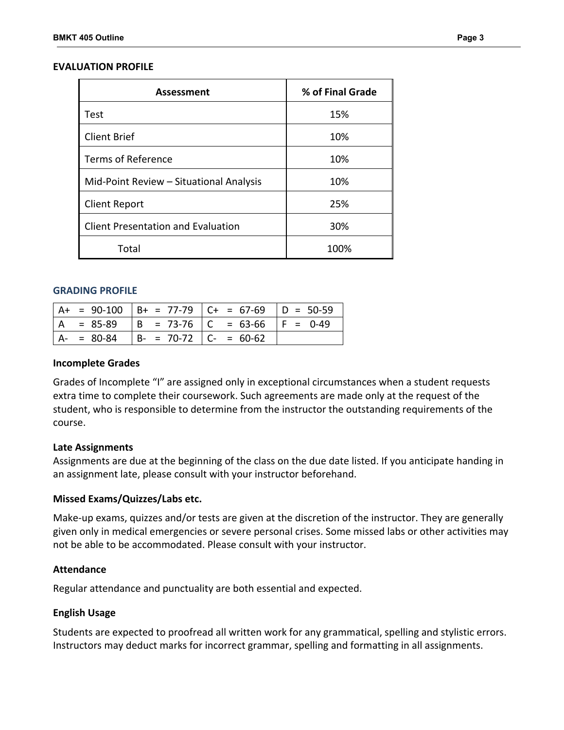**EVALUATION PROFILE**

| Assessment | % of Final Grade |
|---|---|
| Test | 15% |
| Client Brief | 10% |
| Terms of Reference | 10% |
| Mid-Point Review – Situational Analysis | 10% |
| Client Report | 25% |
| Client Presentation and Evaluation | 30% |
| Total | 100% |

**GRADING PROFILE**

| | | | |
|---|---|---|---|
| A+ = 90-100 | B+ = 77-79 | C+ = 67-69 | D = 50-59 |
| A = 85-89 | B = 73-76 | C = 63-66 | F = 0-49 |
| A- = 80-84 | B- = 70-72 | C- = 60-62 | |

**Incomplete Grades**

Grades of Incomplete "I" are assigned only in exceptional circumstances when a student requests extra time to complete their coursework. Such agreements are made only at the request of the student, who is responsible to determine from the instructor the outstanding requirements of the course.

**Late Assignments**

Assignments are due at the beginning of the class on the due date listed. If you anticipate handing in an assignment late, please consult with your instructor beforehand.

**Missed Exams/Quizzes/Labs etc.**

Make-up exams, quizzes and/or tests are given at the discretion of the instructor. They are generally given only in medical emergencies or severe personal crises. Some missed labs or other activities may not be able to be accommodated. Please consult with your instructor.

**Attendance**

Regular attendance and punctuality are both essential and expected.

**English Usage**

Students are expected to proofread all written work for any grammatical, spelling and stylistic errors. Instructors may deduct marks for incorrect grammar, spelling and formatting in all assignments.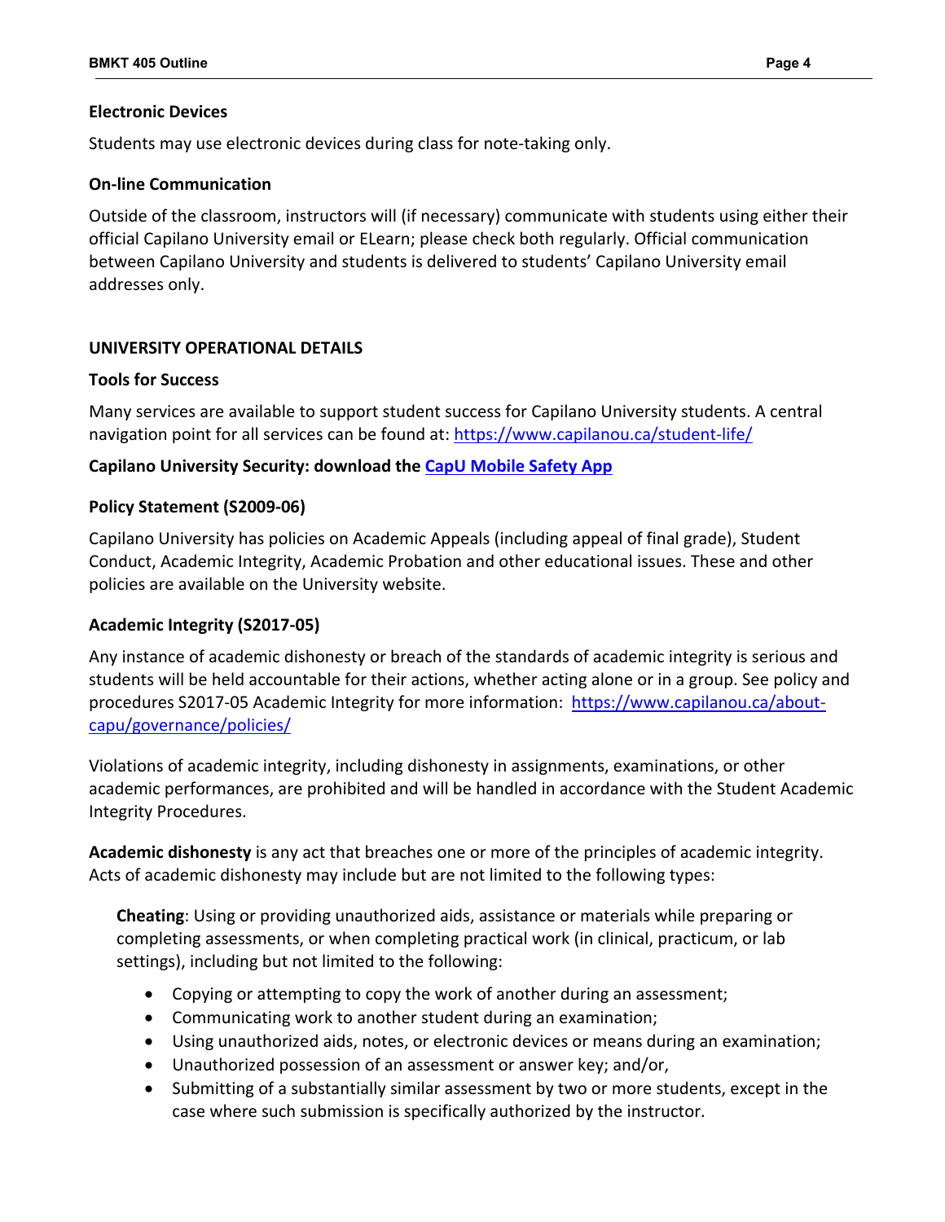### Electronic Devices

Students may use electronic devices during class for note-taking only.

### On-line Communication

Outside of the classroom, instructors will (if necessary) communicate with students using either their official Capilano University email or ELearn; please check both regularly. Official communication between Capilano University and students is delivered to students' Capilano University email addresses only.

## UNIVERSITY OPERATIONAL DETAILS

### Tools for Success

Many services are available to support student success for Capilano University students. A central navigation point for all services can be found at: https://www.capilanou.ca/student-life/

**Capilano University Security: download the CapU Mobile Safety App**

### Policy Statement (S2009-06)

Capilano University has policies on Academic Appeals (including appeal of final grade), Student Conduct, Academic Integrity, Academic Probation and other educational issues. These and other policies are available on the University website.

### Academic Integrity (S2017-05)

Any instance of academic dishonesty or breach of the standards of academic integrity is serious and students will be held accountable for their actions, whether acting alone or in a group. See policy and procedures S2017-05 Academic Integrity for more information: https://www.capilanou.ca/about-capu/governance/policies/

Violations of academic integrity, including dishonesty in assignments, examinations, or other academic performances, are prohibited and will be handled in accordance with the Student Academic Integrity Procedures.

**Academic dishonesty** is any act that breaches one or more of the principles of academic integrity. Acts of academic dishonesty may include but are not limited to the following types:

**Cheating**: Using or providing unauthorized aids, assistance or materials while preparing or completing assessments, or when completing practical work (in clinical, practicum, or lab settings), including but not limited to the following:

- Copying or attempting to copy the work of another during an assessment;
- Communicating work to another student during an examination;
- Using unauthorized aids, notes, or electronic devices or means during an examination;
- Unauthorized possession of an assessment or answer key; and/or,
- Submitting of a substantially similar assessment by two or more students, except in the case where such submission is specifically authorized by the instructor.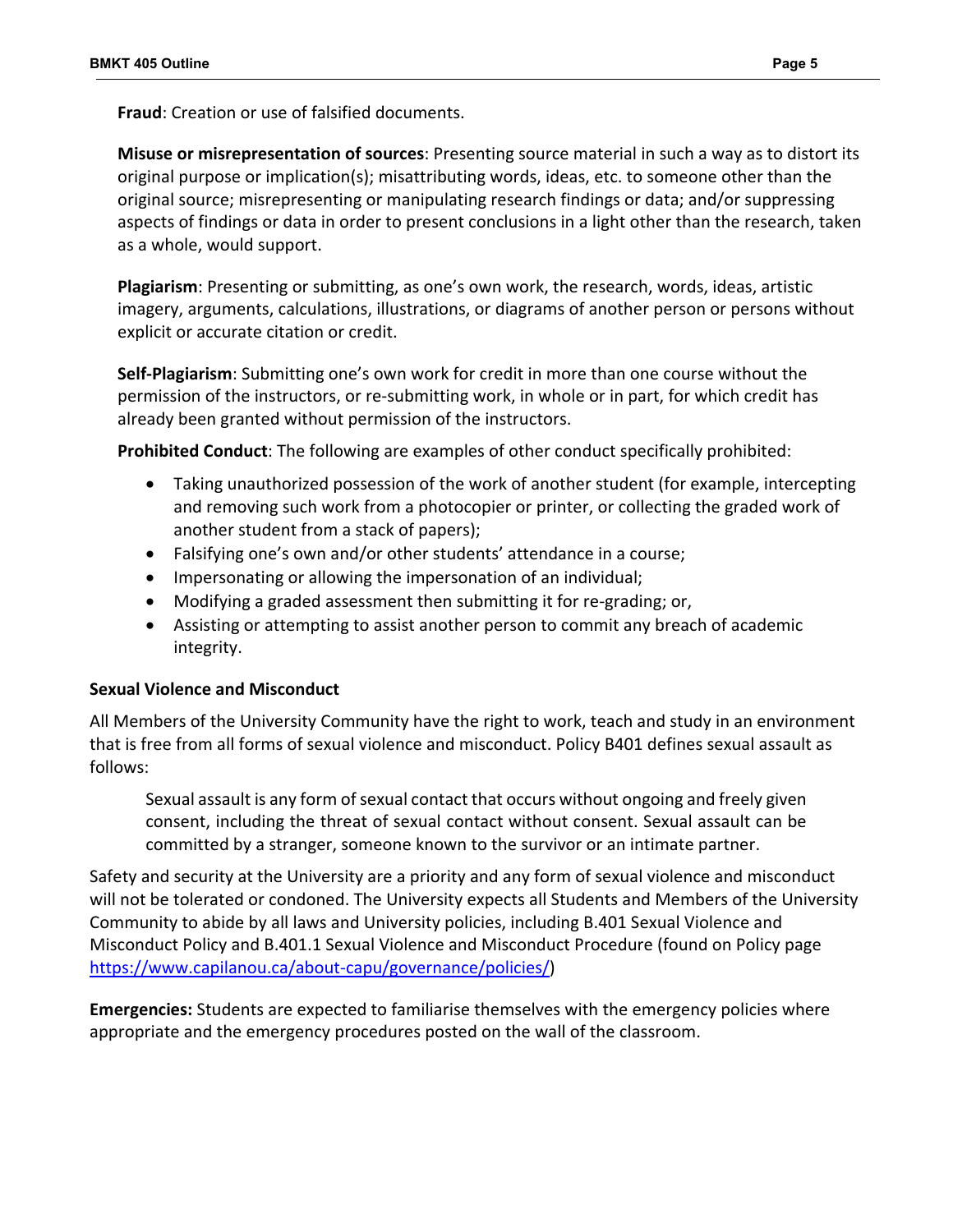**Fraud**: Creation or use of falsified documents.

**Misuse or misrepresentation of sources**: Presenting source material in such a way as to distort its original purpose or implication(s); misattributing words, ideas, etc. to someone other than the original source; misrepresenting or manipulating research findings or data; and/or suppressing aspects of findings or data in order to present conclusions in a light other than the research, taken as a whole, would support.

**Plagiarism**: Presenting or submitting, as one's own work, the research, words, ideas, artistic imagery, arguments, calculations, illustrations, or diagrams of another person or persons without explicit or accurate citation or credit.

**Self-Plagiarism**: Submitting one's own work for credit in more than one course without the permission of the instructors, or re-submitting work, in whole or in part, for which credit has already been granted without permission of the instructors.

**Prohibited Conduct**: The following are examples of other conduct specifically prohibited:

- Taking unauthorized possession of the work of another student (for example, intercepting and removing such work from a photocopier or printer, or collecting the graded work of another student from a stack of papers);
- Falsifying one's own and/or other students' attendance in a course;
- Impersonating or allowing the impersonation of an individual;
- Modifying a graded assessment then submitting it for re-grading; or,
- Assisting or attempting to assist another person to commit any breach of academic integrity.

**Sexual Violence and Misconduct**

All Members of the University Community have the right to work, teach and study in an environment that is free from all forms of sexual violence and misconduct. Policy B401 defines sexual assault as follows:

> Sexual assault is any form of sexual contact that occurs without ongoing and freely given consent, including the threat of sexual contact without consent. Sexual assault can be committed by a stranger, someone known to the survivor or an intimate partner.

Safety and security at the University are a priority and any form of sexual violence and misconduct will not be tolerated or condoned. The University expects all Students and Members of the University Community to abide by all laws and University policies, including B.401 Sexual Violence and Misconduct Policy and B.401.1 Sexual Violence and Misconduct Procedure (found on Policy page https://www.capilanou.ca/about-capu/governance/policies/)

**Emergencies:** Students are expected to familiarise themselves with the emergency policies where appropriate and the emergency procedures posted on the wall of the classroom.